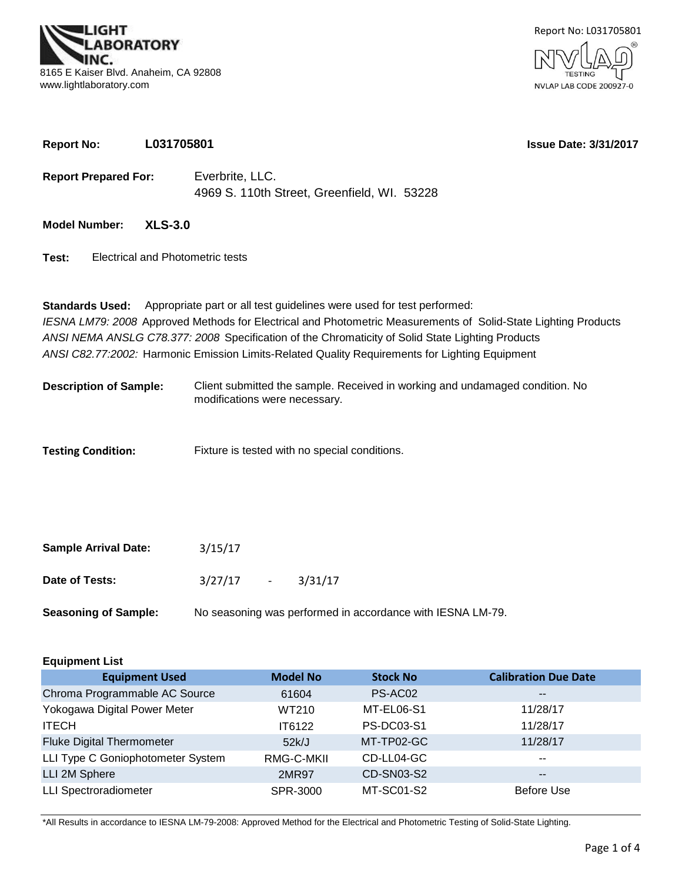LIGHT LABORATORY INC.
8165 E Kaiser Blvd. Anaheim, CA 92808
www.lightlaboratory.com

Report No: L031705801

NVLAP TESTING
NVLAP LAB CODE 200927-0

**Report No:** **L031705801** **Issue Date: 3/31/2017**

**Report Prepared For:** Everbrite, LLC.
4969 S. 110th Street, Greenfield, WI. 53228

**Model Number:** **XLS-3.0**

**Test:** Electrical and Photometric tests

**Standards Used:** Appropriate part or all test guidelines were used for test performed:
*IESNA LM79: 2008* Approved Methods for Electrical and Photometric Measurements of Solid-State Lighting Products
*ANSI NEMA ANSLG C78.377: 2008* Specification of the Chromaticity of Solid State Lighting Products
*ANSI C82.77:2002:* Harmonic Emission Limits-Related Quality Requirements for Lighting Equipment

**Description of Sample:** Client submitted the sample. Received in working and undamaged condition. No modifications were necessary.

**Testing Condition:** Fixture is tested with no special conditions.

**Sample Arrival Date:** 3/15/17

**Date of Tests:** 3/27/17 - 3/31/17

**Seasoning of Sample:** No seasoning was performed in accordance with IESNA LM-79.

**Equipment List**

| Equipment Used | Model No | Stock No | Calibration Due Date |
|---|---|---|---|
| Chroma Programmable AC Source | 61604 | PS-AC02 | -- |
| Yokogawa Digital Power Meter | WT210 | MT-EL06-S1 | 11/28/17 |
| ITECH | IT6122 | PS-DC03-S1 | 11/28/17 |
| Fluke Digital Thermometer | 52k/J | MT-TP02-GC | 11/28/17 |
| LLI Type C Goniophotometer System | RMG-C-MKII | CD-LL04-GC | -- |
| LLI 2M Sphere | 2MR97 | CD-SN03-S2 | -- |
| LLI Spectroradiometer | SPR-3000 | MT-SC01-S2 | Before Use |

*All Results in accordance to IESNA LM-79-2008: Approved Method for the Electrical and Photometric Testing of Solid-State Lighting.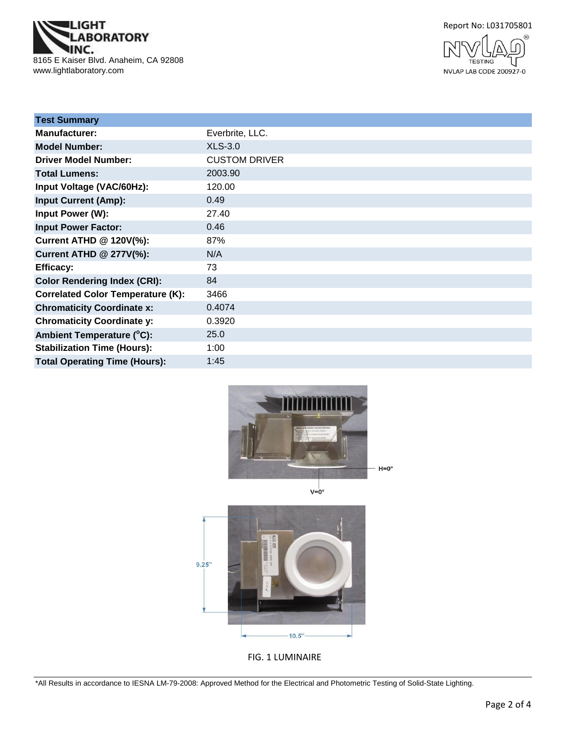| Test Summary | |
|---|---|
| **Manufacturer:** | Everbrite, LLC. |
| **Model Number:** | XLS-3.0 |
| **Driver Model Number:** | CUSTOM DRIVER |
| **Total Lumens:** | 2003.90 |
| **Input Voltage (VAC/60Hz):** | 120.00 |
| **Input Current (Amp):** | 0.49 |
| **Input Power (W):** | 27.40 |
| **Input Power Factor:** | 0.46 |
| **Current ATHD @ 120V(%):** | 87% |
| **Current ATHD @ 277V(%):** | N/A |
| **Efficacy:** | 73 |
| **Color Rendering Index (CRI):** | 84 |
| **Correlated Color Temperature (K):** | 3466 |
| **Chromaticity Coordinate x:** | 0.4074 |
| **Chromaticity Coordinate y:** | 0.3920 |
| **Ambient Temperature (°C):** | 25.0 |
| **Stabilization Time (Hours):** | 1:00 |
| **Total Operating Time (Hours):** | 1:45 |

H=0°

V=0°

9.25"

10.5"

FIG. 1 LUMINAIRE

*All Results in accordance to IESNA LM-79-2008: Approved Method for the Electrical and Photometric Testing of Solid-State Lighting.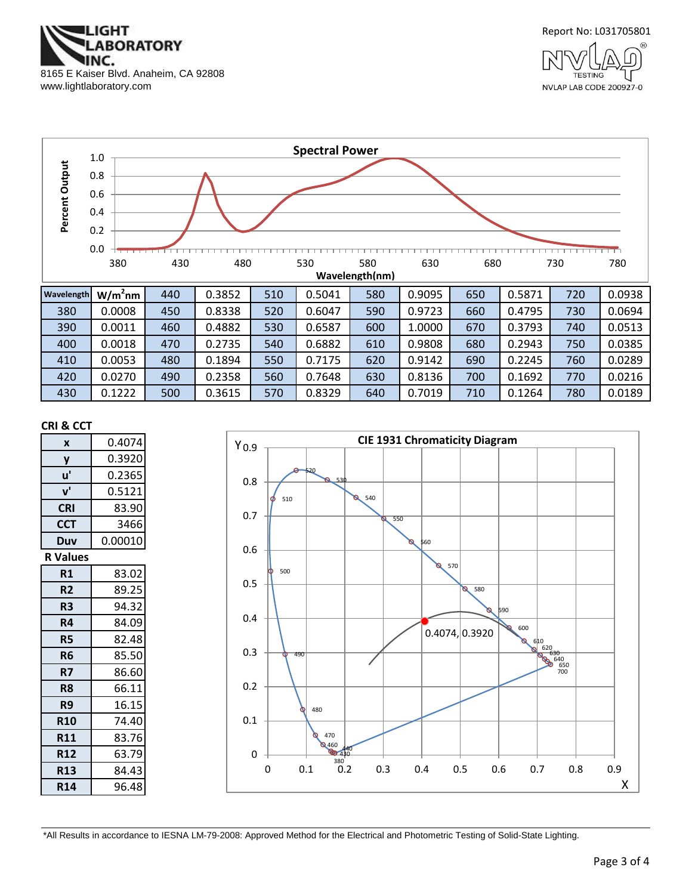LIGHT LABORATORY INC.
8165 E Kaiser Blvd. Anaheim, CA 92808
www.lightlaboratory.com

Report No: L031705801

NVLAP LAB CODE 200927-0

## Spectral Power

| Wavelength | W/m²nm | | | | | | | | | | |
|---|---|---|---|---|---|---|---|---|---|---|---|
| 380 | 0.0008 | 440 | 0.3852 | 510 | 0.5041 | 580 | 0.9095 | 650 | 0.5871 | 720 | 0.0938 |
| 390 | 0.0011 | 450 | 0.8338 | 520 | 0.6047 | 590 | 0.9723 | 660 | 0.4795 | 730 | 0.0694 |
| 400 | 0.0018 | 460 | 0.4882 | 530 | 0.6587 | 600 | 1.0000 | 670 | 0.3793 | 740 | 0.0513 |
| 410 | 0.0053 | 470 | 0.2735 | 540 | 0.6882 | 610 | 0.9808 | 680 | 0.2943 | 750 | 0.0385 |
| 420 | 0.0270 | 480 | 0.1894 | 550 | 0.7175 | 620 | 0.9142 | 690 | 0.2245 | 760 | 0.0289 |
| 430 | 0.1222 | 490 | 0.2358 | 560 | 0.7648 | 630 | 0.8136 | 700 | 0.1692 | 770 | 0.0216 |
| | | 500 | 0.3615 | 570 | 0.8329 | 640 | 0.7019 | 710 | 0.1264 | 780 | 0.0189 |

## CRI & CCT

| Parameter | Value |
|---|---|
| x | 0.4074 |
| y | 0.3920 |
| u' | 0.2365 |
| v' | 0.5121 |
| CRI | 83.90 |
| CCT | 3466 |
| Duv | 0.00010 |

## R Values

| R | Value |
|---|---|
| R1 | 83.02 |
| R2 | 89.25 |
| R3 | 94.32 |
| R4 | 84.09 |
| R5 | 82.48 |
| R6 | 85.50 |
| R7 | 86.60 |
| R8 | 66.11 |
| R9 | 16.15 |
| R10 | 74.40 |
| R11 | 83.76 |
| R12 | 63.79 |
| R13 | 84.43 |
| R14 | 96.48 |

## CIE 1931 Chromaticity Diagram

0.4074, 0.3920

*All Results in accordance to IESNA LM-79-2008: Approved Method for the Electrical and Photometric Testing of Solid-State Lighting.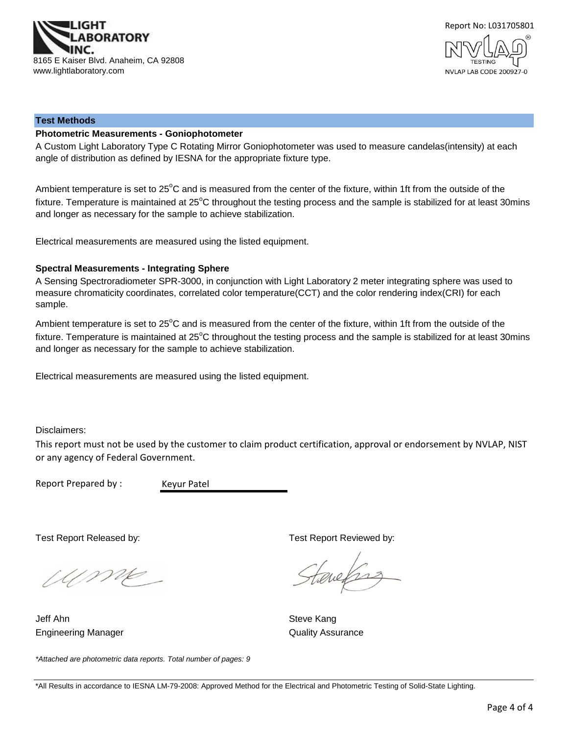## Test Methods

### Photometric Measurements - Goniophotometer

A Custom Light Laboratory Type C Rotating Mirror Goniophotometer was used to measure candelas(intensity) at each angle of distribution as defined by IESNA for the appropriate fixture type.

Ambient temperature is set to 25°C and is measured from the center of the fixture, within 1ft from the outside of the fixture. Temperature is maintained at 25°C throughout the testing process and the sample is stabilized for at least 30mins and longer as necessary for the sample to achieve stabilization.

Electrical measurements are measured using the listed equipment.

### Spectral Measurements - Integrating Sphere

A Sensing Spectroradiometer SPR-3000, in conjunction with Light Laboratory 2 meter integrating sphere was used to measure chromaticity coordinates, correlated color temperature(CCT) and the color rendering index(CRI) for each sample.

Ambient temperature is set to 25°C and is measured from the center of the fixture, within 1ft from the outside of the fixture. Temperature is maintained at 25°C throughout the testing process and the sample is stabilized for at least 30mins and longer as necessary for the sample to achieve stabilization.

Electrical measurements are measured using the listed equipment.

Disclaimers:

This report must not be used by the customer to claim product certification, approval or endorsement by NVLAP, NIST or any agency of Federal Government.

Report Prepared by : Keyur Patel

Test Report Released by:

Jeff Ahn
Engineering Manager

Test Report Reviewed by:

Steve Kang
Quality Assurance

*Attached are photometric data reports. Total number of pages: 9*

*All Results in accordance to IESNA LM-79-2008: Approved Method for the Electrical and Photometric Testing of Solid-State Lighting.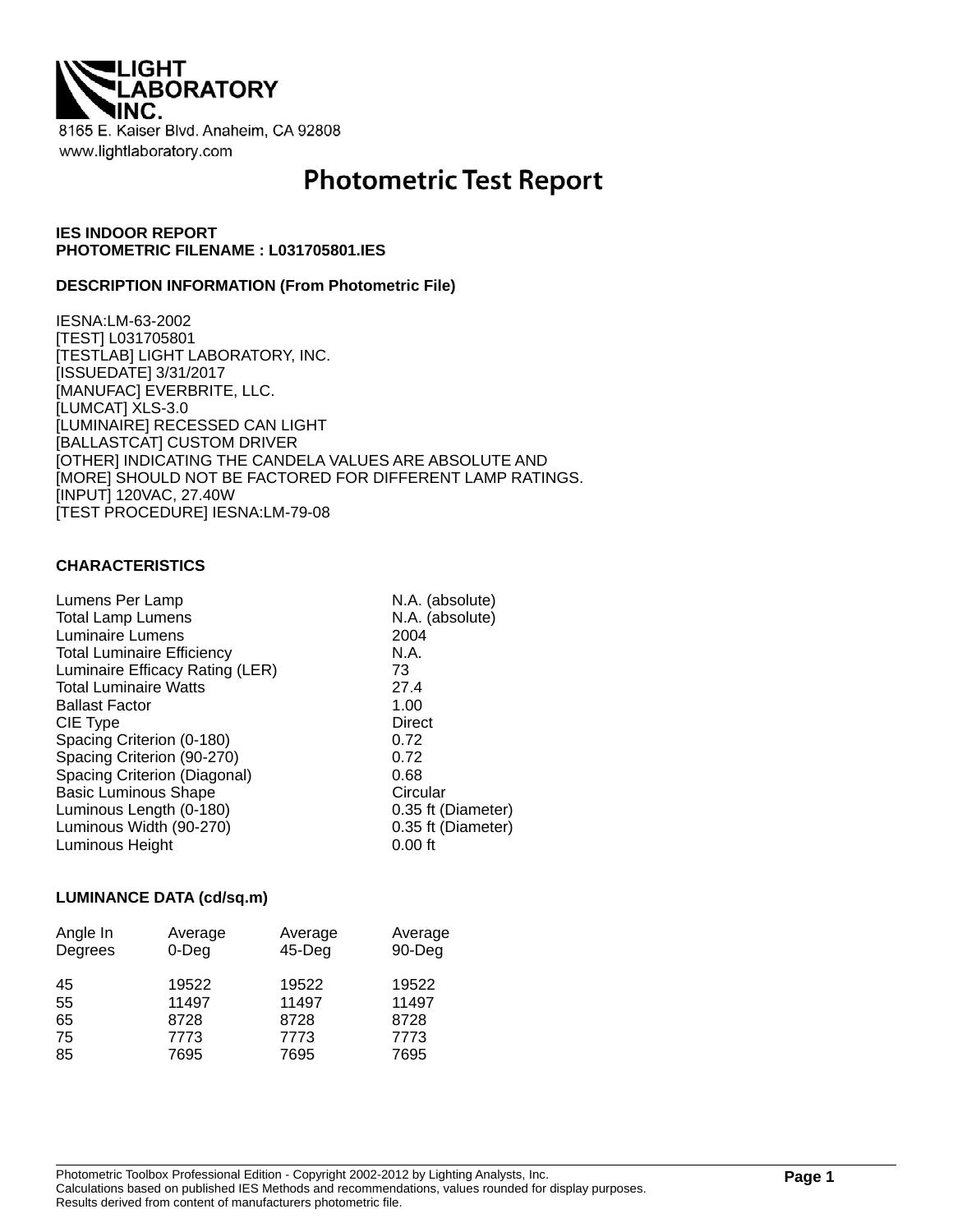LIGHT LABORATORY INC.

8165 E. Kaiser Blvd. Anaheim, CA 92808

www.lightlaboratory.com

# Photometric Test Report

**IES INDOOR REPORT**
**PHOTOMETRIC FILENAME : L031705801.IES**

**DESCRIPTION INFORMATION (From Photometric File)**

IESNA:LM-63-2002
[TEST] L031705801
[TESTLAB] LIGHT LABORATORY, INC.
[ISSUEDATE] 3/31/2017
[MANUFAC] EVERBRITE, LLC.
[LUMCAT] XLS-3.0
[LUMINAIRE] RECESSED CAN LIGHT
[BALLASTCAT] CUSTOM DRIVER
[OTHER] INDICATING THE CANDELA VALUES ARE ABSOLUTE AND
[MORE] SHOULD NOT BE FACTORED FOR DIFFERENT LAMP RATINGS.
[INPUT] 120VAC, 27.40W
[TEST PROCEDURE] IESNA:LM-79-08

**CHARACTERISTICS**

| | |
|---|---|
| Lumens Per Lamp | N.A. (absolute) |
| Total Lamp Lumens | N.A. (absolute) |
| Luminaire Lumens | 2004 |
| Total Luminaire Efficiency | N.A. |
| Luminaire Efficacy Rating (LER) | 73 |
| Total Luminaire Watts | 27.4 |
| Ballast Factor | 1.00 |
| CIE Type | Direct |
| Spacing Criterion (0-180) | 0.72 |
| Spacing Criterion (90-270) | 0.72 |
| Spacing Criterion (Diagonal) | 0.68 |
| Basic Luminous Shape | Circular |
| Luminous Length (0-180) | 0.35 ft (Diameter) |
| Luminous Width (90-270) | 0.35 ft (Diameter) |
| Luminous Height | 0.00 ft |

**LUMINANCE DATA (cd/sq.m)**

| Angle In Degrees | Average 0-Deg | Average 45-Deg | Average 90-Deg |
|---|---|---|---|
| 45 | 19522 | 19522 | 19522 |
| 55 | 11497 | 11497 | 11497 |
| 65 | 8728 | 8728 | 8728 |
| 75 | 7773 | 7773 | 7773 |
| 85 | 7695 | 7695 | 7695 |

Photometric Toolbox Professional Edition - Copyright 2002-2012 by Lighting Analysts, Inc.
Calculations based on published IES Methods and recommendations, values rounded for display purposes.
Results derived from content of manufacturers photometric file.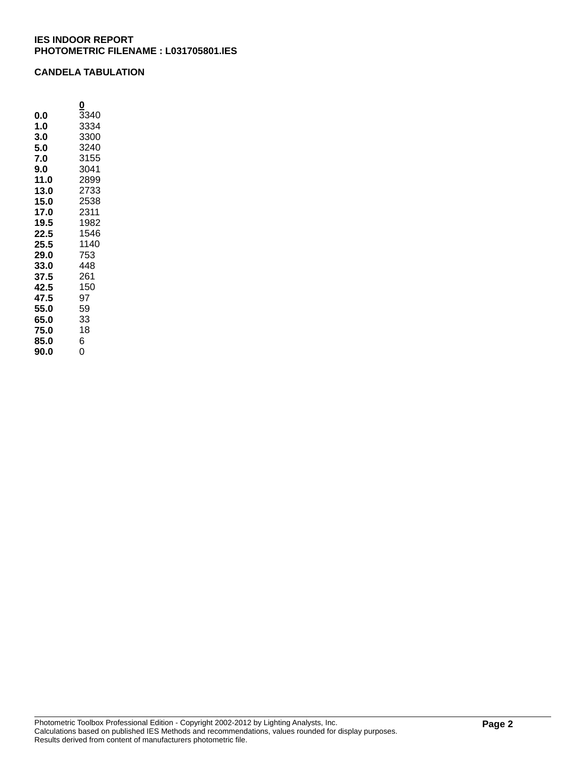**IES INDOOR REPORT**
**PHOTOMETRIC FILENAME : L031705801.IES**

**CANDELA TABULATION**

| | 0 |
|---|---|
| **0.0** | 3340 |
| **1.0** | 3334 |
| **3.0** | 3300 |
| **5.0** | 3240 |
| **7.0** | 3155 |
| **9.0** | 3041 |
| **11.0** | 2899 |
| **13.0** | 2733 |
| **15.0** | 2538 |
| **17.0** | 2311 |
| **19.5** | 1982 |
| **22.5** | 1546 |
| **25.5** | 1140 |
| **29.0** | 753 |
| **33.0** | 448 |
| **37.5** | 261 |
| **42.5** | 150 |
| **47.5** | 97 |
| **55.0** | 59 |
| **65.0** | 33 |
| **75.0** | 18 |
| **85.0** | 6 |
| **90.0** | 0 |

Photometric Toolbox Professional Edition - Copyright 2002-2012 by Lighting Analysts, Inc.
Calculations based on published IES Methods and recommendations, values rounded for display purposes.
Results derived from content of manufacturers photometric file.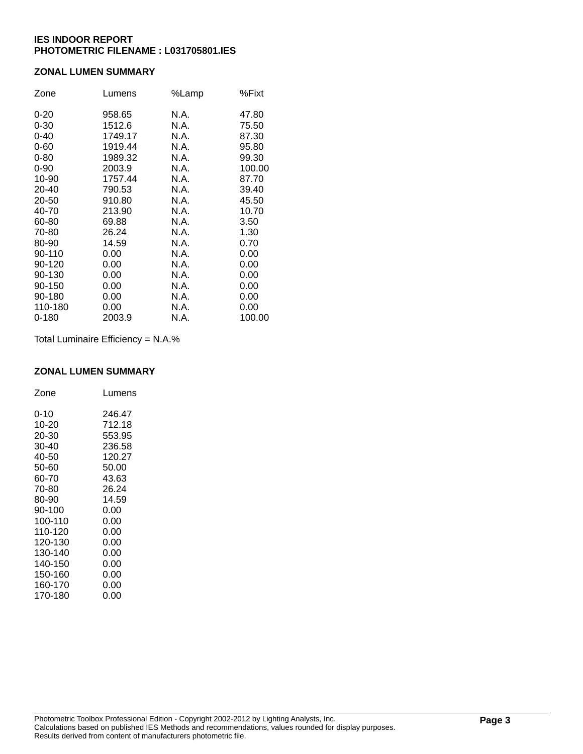**IES INDOOR REPORT**
**PHOTOMETRIC FILENAME : L031705801.IES**

## ZONAL LUMEN SUMMARY

| Zone | Lumens | %Lamp | %Fixt |
|---|---|---|---|
| 0-20 | 958.65 | N.A. | 47.80 |
| 0-30 | 1512.6 | N.A. | 75.50 |
| 0-40 | 1749.17 | N.A. | 87.30 |
| 0-60 | 1919.44 | N.A. | 95.80 |
| 0-80 | 1989.32 | N.A. | 99.30 |
| 0-90 | 2003.9 | N.A. | 100.00 |
| 10-90 | 1757.44 | N.A. | 87.70 |
| 20-40 | 790.53 | N.A. | 39.40 |
| 20-50 | 910.80 | N.A. | 45.50 |
| 40-70 | 213.90 | N.A. | 10.70 |
| 60-80 | 69.88 | N.A. | 3.50 |
| 70-80 | 26.24 | N.A. | 1.30 |
| 80-90 | 14.59 | N.A. | 0.70 |
| 90-110 | 0.00 | N.A. | 0.00 |
| 90-120 | 0.00 | N.A. | 0.00 |
| 90-130 | 0.00 | N.A. | 0.00 |
| 90-150 | 0.00 | N.A. | 0.00 |
| 90-180 | 0.00 | N.A. | 0.00 |
| 110-180 | 0.00 | N.A. | 0.00 |
| 0-180 | 2003.9 | N.A. | 100.00 |

Total Luminaire Efficiency = N.A.%

## ZONAL LUMEN SUMMARY

| Zone | Lumens |
|---|---|
| 0-10 | 246.47 |
| 10-20 | 712.18 |
| 20-30 | 553.95 |
| 30-40 | 236.58 |
| 40-50 | 120.27 |
| 50-60 | 50.00 |
| 60-70 | 43.63 |
| 70-80 | 26.24 |
| 80-90 | 14.59 |
| 90-100 | 0.00 |
| 100-110 | 0.00 |
| 110-120 | 0.00 |
| 120-130 | 0.00 |
| 130-140 | 0.00 |
| 140-150 | 0.00 |
| 150-160 | 0.00 |
| 160-170 | 0.00 |
| 170-180 | 0.00 |

Photometric Toolbox Professional Edition - Copyright 2002-2012 by Lighting Analysts, Inc.
Calculations based on published IES Methods and recommendations, values rounded for display purposes.
Results derived from content of manufacturers photometric file.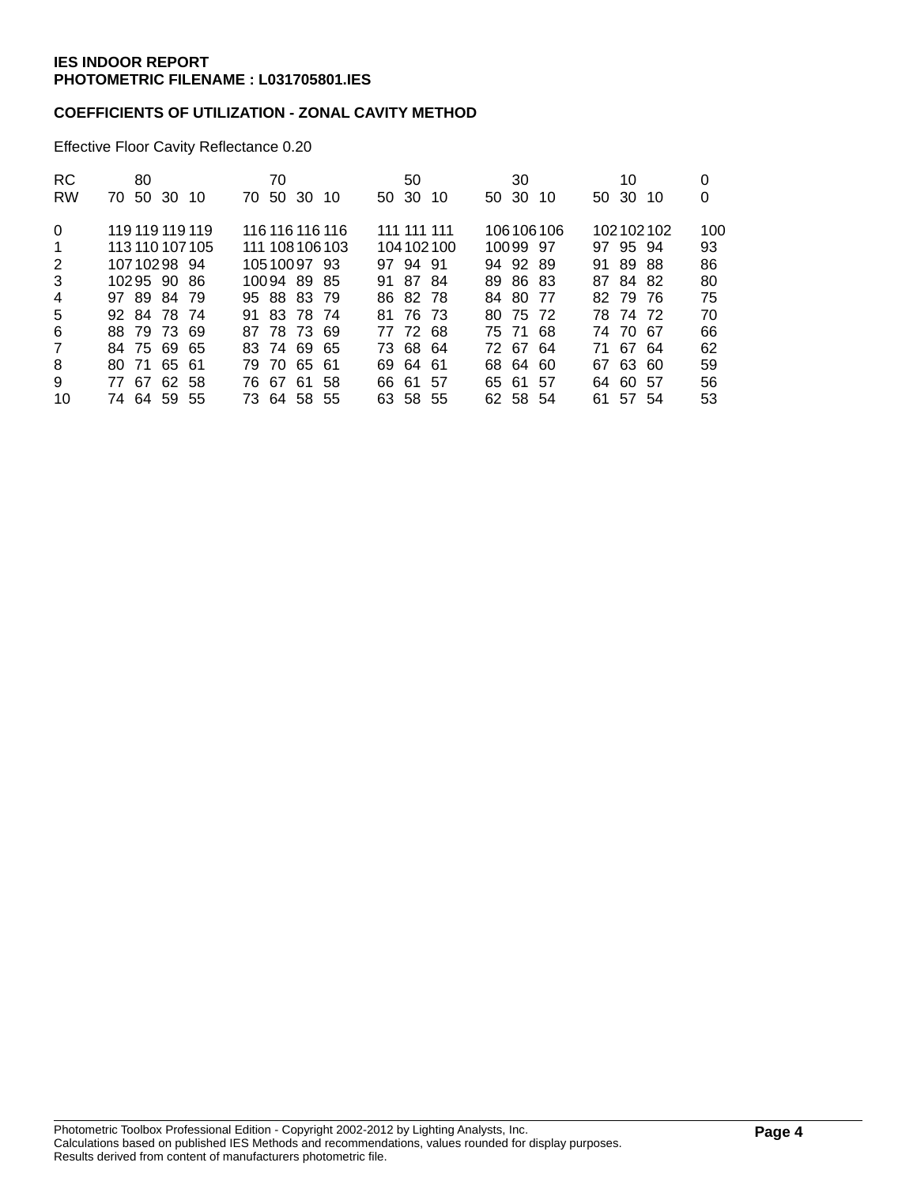**IES INDOOR REPORT**
**PHOTOMETRIC FILENAME : L031705801.IES**

**COEFFICIENTS OF UTILIZATION - ZONAL CAVITY METHOD**

Effective Floor Cavity Reflectance 0.20

| RC | 80 | | | | 70 | | | | 50 | | | 30 | | | 10 | | | 0 |
|---|---|---|---|---|---|---|---|---|---|---|---|---|---|---|---|---|---|---|
| RW | 70 | 50 | 30 | 10 | 70 | 50 | 30 | 10 | 50 | 30 | 10 | 50 | 30 | 10 | 50 | 30 | 10 | 0 |
| 0 | 119 | 119 | 119 | 119 | 116 | 116 | 116 | 116 | 111 | 111 | 111 | 106 | 106 | 106 | 102 | 102 | 102 | 100 |
| 1 | 113 | 110 | 107 | 105 | 111 | 108 | 106 | 103 | 104 | 102 | 100 | 100 | 99 | 97 | 97 | 95 | 94 | 93 |
| 2 | 107 | 102 | 98 | 94 | 105 | 100 | 97 | 93 | 97 | 94 | 91 | 94 | 92 | 89 | 91 | 89 | 88 | 86 |
| 3 | 102 | 95 | 90 | 86 | 100 | 94 | 89 | 85 | 91 | 87 | 84 | 89 | 86 | 83 | 87 | 84 | 82 | 80 |
| 4 | 97 | 89 | 84 | 79 | 95 | 88 | 83 | 79 | 86 | 82 | 78 | 84 | 80 | 77 | 82 | 79 | 76 | 75 |
| 5 | 92 | 84 | 78 | 74 | 91 | 83 | 78 | 74 | 81 | 76 | 73 | 80 | 75 | 72 | 78 | 74 | 72 | 70 |
| 6 | 88 | 79 | 73 | 69 | 87 | 78 | 73 | 69 | 77 | 72 | 68 | 75 | 71 | 68 | 74 | 70 | 67 | 66 |
| 7 | 84 | 75 | 69 | 65 | 83 | 74 | 69 | 65 | 73 | 68 | 64 | 72 | 67 | 64 | 71 | 67 | 64 | 62 |
| 8 | 80 | 71 | 65 | 61 | 79 | 70 | 65 | 61 | 69 | 64 | 61 | 68 | 64 | 60 | 67 | 63 | 60 | 59 |
| 9 | 77 | 67 | 62 | 58 | 76 | 67 | 61 | 58 | 66 | 61 | 57 | 65 | 61 | 57 | 64 | 60 | 57 | 56 |
| 10 | 74 | 64 | 59 | 55 | 73 | 64 | 58 | 55 | 63 | 58 | 55 | 62 | 58 | 54 | 61 | 57 | 54 | 53 |

Photometric Toolbox Professional Edition - Copyright 2002-2012 by Lighting Analysts, Inc.
Calculations based on published IES Methods and recommendations, values rounded for display purposes.
Results derived from content of manufacturers photometric file.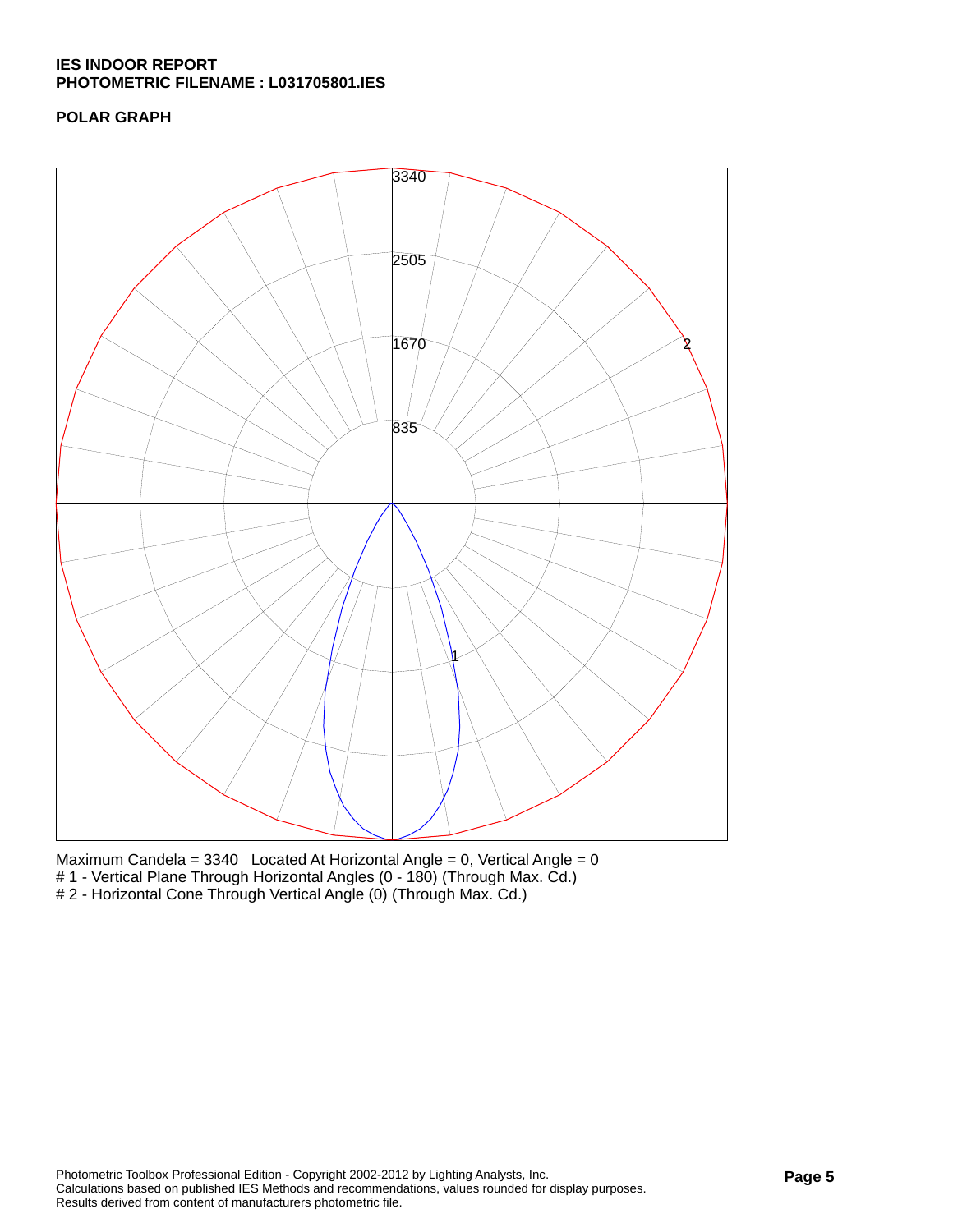**IES INDOOR REPORT**
**PHOTOMETRIC FILENAME : L031705801.IES**

**POLAR GRAPH**

3340
2505
1670
835
2
1

Maximum Candela = 3340 Located At Horizontal Angle = 0, Vertical Angle = 0
# 1 - Vertical Plane Through Horizontal Angles (0 - 180) (Through Max. Cd.)
# 2 - Horizontal Cone Through Vertical Angle (0) (Through Max. Cd.)

Photometric Toolbox Professional Edition - Copyright 2002-2012 by Lighting Analysts, Inc.
Calculations based on published IES Methods and recommendations, values rounded for display purposes.
Results derived from content of manufacturers photometric file.